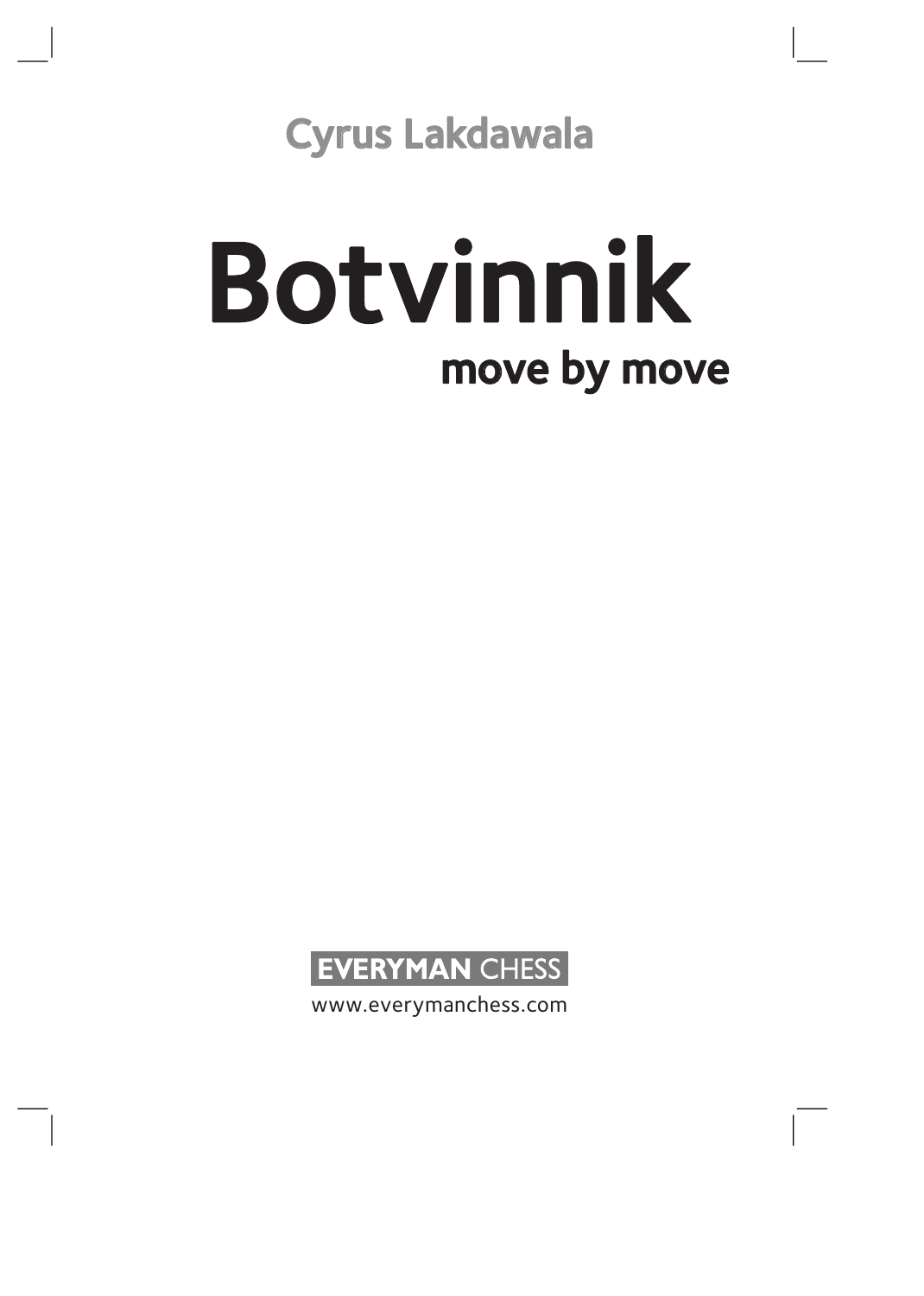Cyrus Lakdawala

# Botvinnik

## move by move

EVERYMAN CHESS

www.everymanchess.com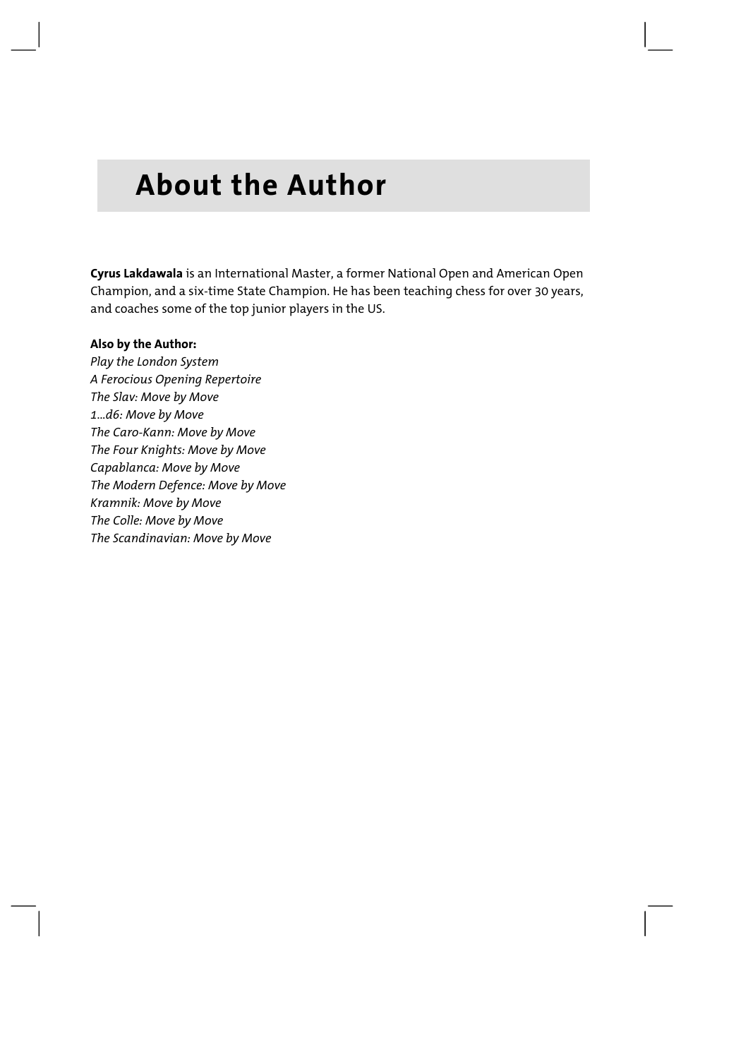# About the Author

**Cyrus Lakdawala** is an International Master, a former National Open and American Open Champion, and a six-time State Champion. He has been teaching chess for over 30 years, and coaches some of the top junior players in the US.

**Also by the Author:**

*Play the London System*
*A Ferocious Opening Repertoire*
*The Slav: Move by Move*
*1...d6: Move by Move*
*The Caro-Kann: Move by Move*
*The Four Knights: Move by Move*
*Capablanca: Move by Move*
*The Modern Defence: Move by Move*
*Kramnik: Move by Move*
*The Colle: Move by Move*
*The Scandinavian: Move by Move*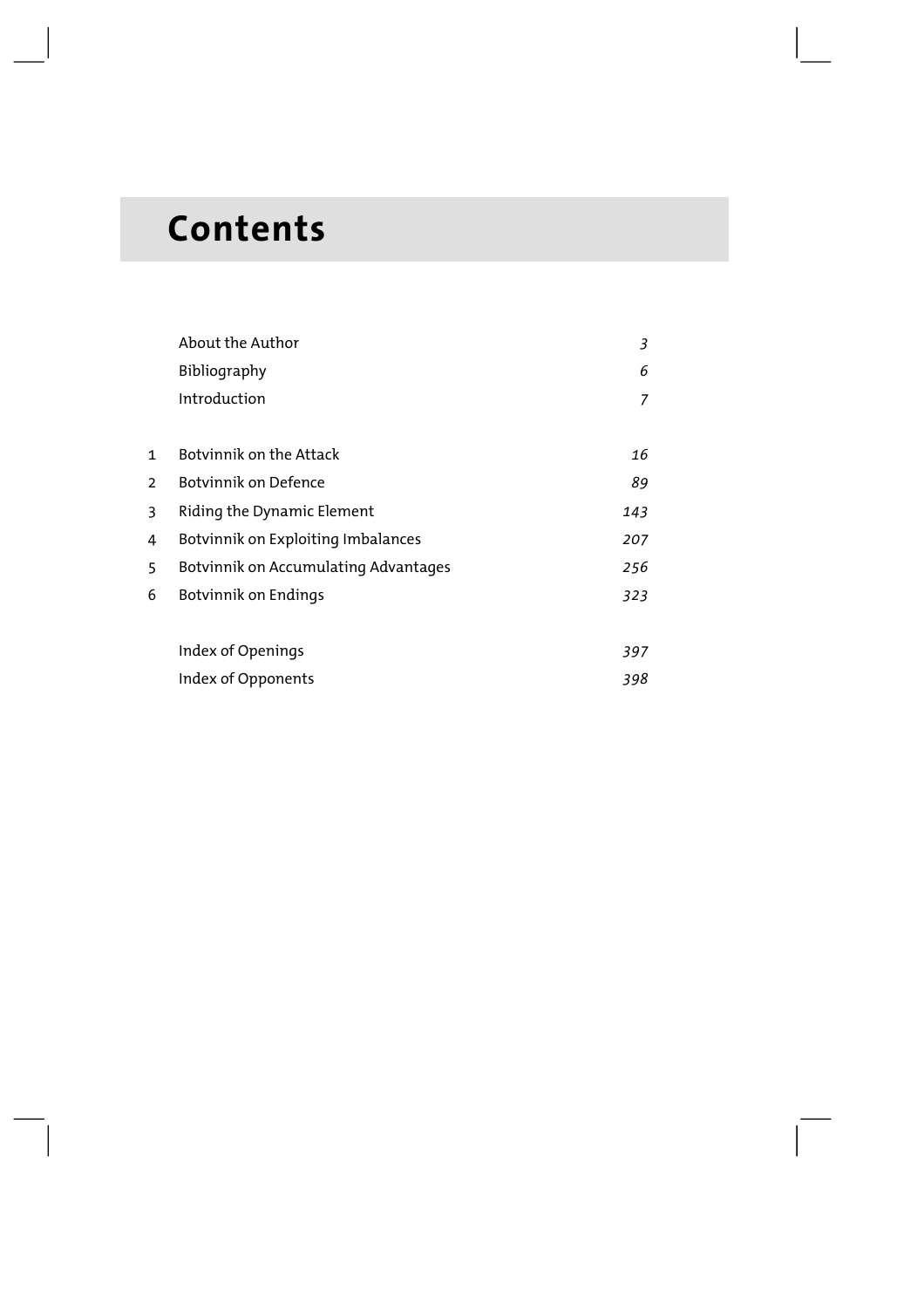# Contents

| | | |
|---|---|---|
| | About the Author | *3* |
| | Bibliography | *6* |
| | Introduction | *7* |
| 1 | Botvinnik on the Attack | *16* |
| 2 | Botvinnik on Defence | *89* |
| 3 | Riding the Dynamic Element | *143* |
| 4 | Botvinnik on Exploiting Imbalances | *207* |
| 5 | Botvinnik on Accumulating Advantages | *256* |
| 6 | Botvinnik on Endings | *323* |
| | Index of Openings | *397* |
| | Index of Opponents | *398* |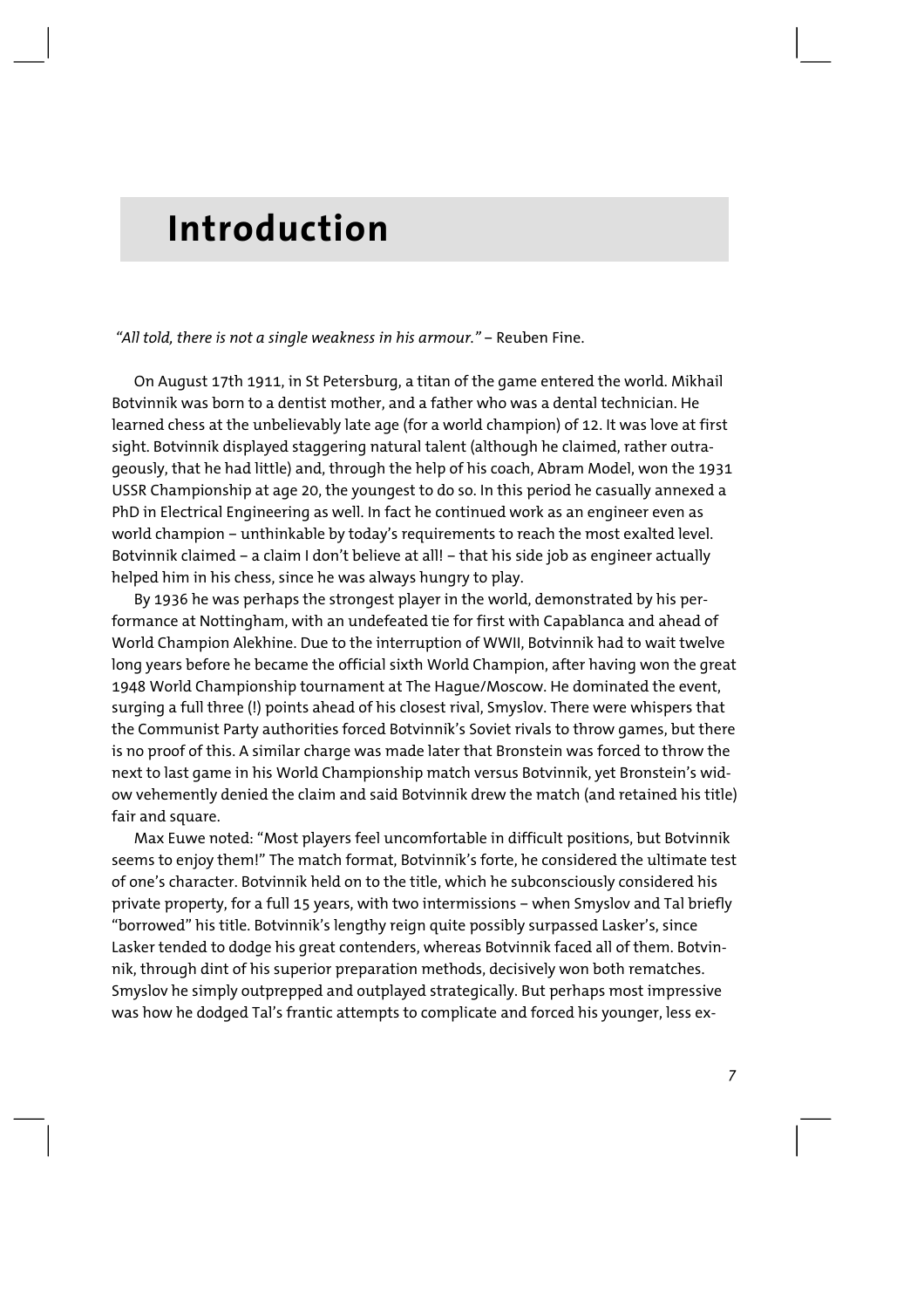# Introduction

*"All told, there is not a single weakness in his armour."* – Reuben Fine.

On August 17th 1911, in St Petersburg, a titan of the game entered the world. Mikhail Botvinnik was born to a dentist mother, and a father who was a dental technician. He learned chess at the unbelievably late age (for a world champion) of 12. It was love at first sight. Botvinnik displayed staggering natural talent (although he claimed, rather outrageously, that he had little) and, through the help of his coach, Abram Model, won the 1931 USSR Championship at age 20, the youngest to do so. In this period he casually annexed a PhD in Electrical Engineering as well. In fact he continued work as an engineer even as world champion – unthinkable by today's requirements to reach the most exalted level. Botvinnik claimed – a claim I don't believe at all! – that his side job as engineer actually helped him in his chess, since he was always hungry to play.

By 1936 he was perhaps the strongest player in the world, demonstrated by his performance at Nottingham, with an undefeated tie for first with Capablanca and ahead of World Champion Alekhine. Due to the interruption of WWII, Botvinnik had to wait twelve long years before he became the official sixth World Champion, after having won the great 1948 World Championship tournament at The Hague/Moscow. He dominated the event, surging a full three (!) points ahead of his closest rival, Smyslov. There were whispers that the Communist Party authorities forced Botvinnik's Soviet rivals to throw games, but there is no proof of this. A similar charge was made later that Bronstein was forced to throw the next to last game in his World Championship match versus Botvinnik, yet Bronstein's widow vehemently denied the claim and said Botvinnik drew the match (and retained his title) fair and square.

Max Euwe noted: "Most players feel uncomfortable in difficult positions, but Botvinnik seems to enjoy them!" The match format, Botvinnik's forte, he considered the ultimate test of one's character. Botvinnik held on to the title, which he subconsciously considered his private property, for a full 15 years, with two intermissions – when Smyslov and Tal briefly "borrowed" his title. Botvinnik's lengthy reign quite possibly surpassed Lasker's, since Lasker tended to dodge his great contenders, whereas Botvinnik faced all of them. Botvinnik, through dint of his superior preparation methods, decisively won both rematches. Smyslov he simply outprepped and outplayed strategically. But perhaps most impressive was how he dodged Tal's frantic attempts to complicate and forced his younger, less ex-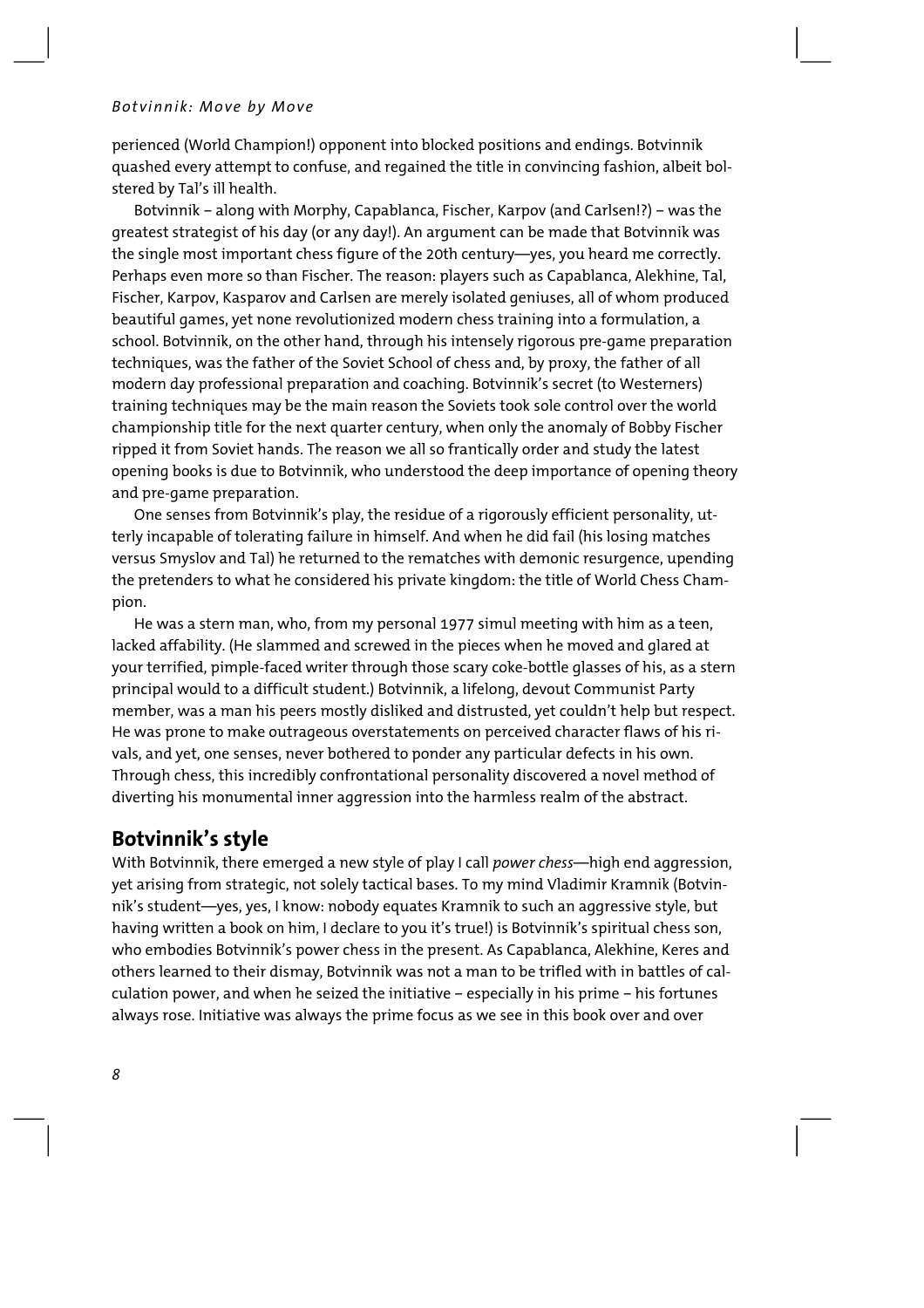perienced (World Champion!) opponent into blocked positions and endings. Botvinnik quashed every attempt to confuse, and regained the title in convincing fashion, albeit bolstered by Tal's ill health.

Botvinnik – along with Morphy, Capablanca, Fischer, Karpov (and Carlsen!?) – was the greatest strategist of his day (or any day!). An argument can be made that Botvinnik was the single most important chess figure of the 20th century—yes, you heard me correctly. Perhaps even more so than Fischer. The reason: players such as Capablanca, Alekhine, Tal, Fischer, Karpov, Kasparov and Carlsen are merely isolated geniuses, all of whom produced beautiful games, yet none revolutionized modern chess training into a formulation, a school. Botvinnik, on the other hand, through his intensely rigorous pre-game preparation techniques, was the father of the Soviet School of chess and, by proxy, the father of all modern day professional preparation and coaching. Botvinnik's secret (to Westerners) training techniques may be the main reason the Soviets took sole control over the world championship title for the next quarter century, when only the anomaly of Bobby Fischer ripped it from Soviet hands. The reason we all so frantically order and study the latest opening books is due to Botvinnik, who understood the deep importance of opening theory and pre-game preparation.

One senses from Botvinnik's play, the residue of a rigorously efficient personality, utterly incapable of tolerating failure in himself. And when he did fail (his losing matches versus Smyslov and Tal) he returned to the rematches with demonic resurgence, upending the pretenders to what he considered his private kingdom: the title of World Chess Champion.

He was a stern man, who, from my personal 1977 simul meeting with him as a teen, lacked affability. (He slammed and screwed in the pieces when he moved and glared at your terrified, pimple-faced writer through those scary coke-bottle glasses of his, as a stern principal would to a difficult student.) Botvinnik, a lifelong, devout Communist Party member, was a man his peers mostly disliked and distrusted, yet couldn't help but respect. He was prone to make outrageous overstatements on perceived character flaws of his rivals, and yet, one senses, never bothered to ponder any particular defects in his own. Through chess, this incredibly confrontational personality discovered a novel method of diverting his monumental inner aggression into the harmless realm of the abstract.

## Botvinnik's style

With Botvinnik, there emerged a new style of play I call *power chess*—high end aggression, yet arising from strategic, not solely tactical bases. To my mind Vladimir Kramnik (Botvinnik's student—yes, yes, I know: nobody equates Kramnik to such an aggressive style, but having written a book on him, I declare to you it's true!) is Botvinnik's spiritual chess son, who embodies Botvinnik's power chess in the present. As Capablanca, Alekhine, Keres and others learned to their dismay, Botvinnik was not a man to be trifled with in battles of calculation power, and when he seized the initiative – especially in his prime – his fortunes always rose. Initiative was always the prime focus as we see in this book over and over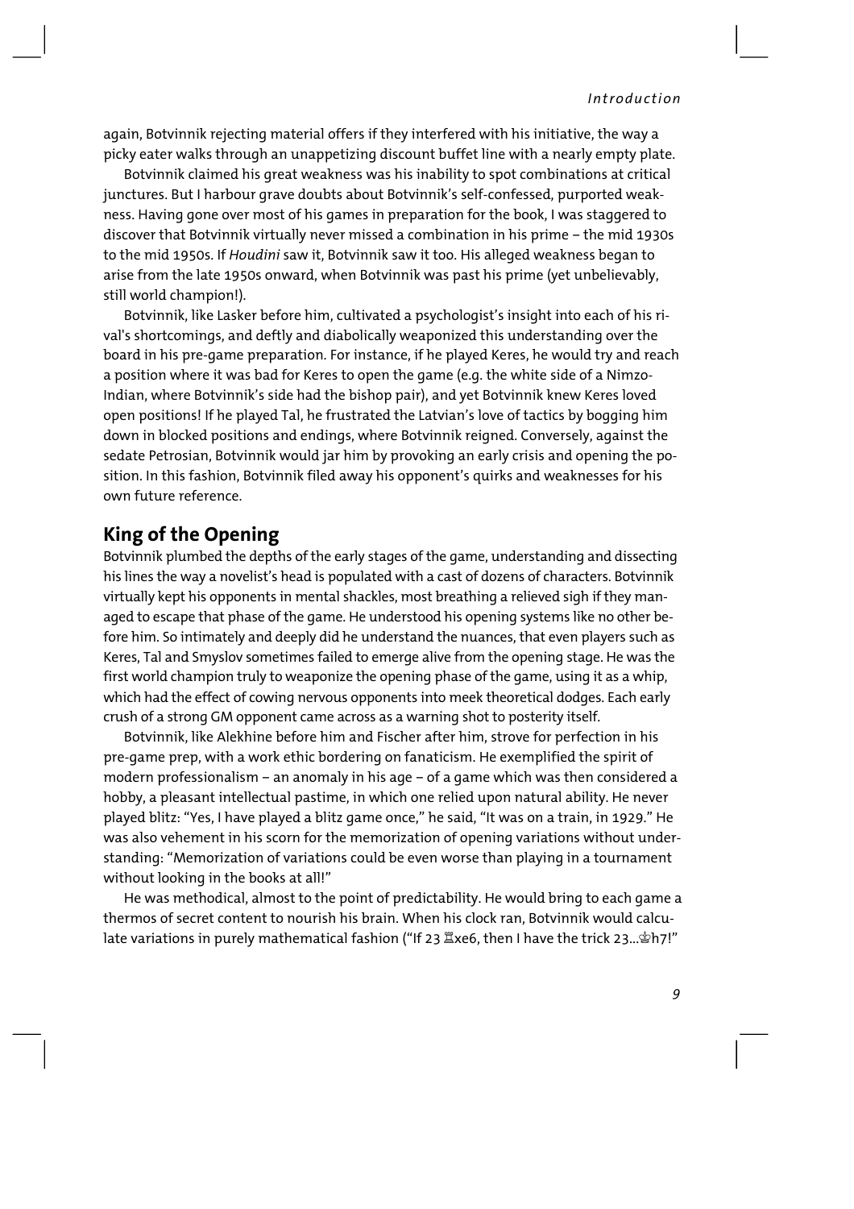again, Botvinnik rejecting material offers if they interfered with his initiative, the way a picky eater walks through an unappetizing discount buffet line with a nearly empty plate.

Botvinnik claimed his great weakness was his inability to spot combinations at critical junctures. But I harbour grave doubts about Botvinnik's self-confessed, purported weakness. Having gone over most of his games in preparation for the book, I was staggered to discover that Botvinnik virtually never missed a combination in his prime – the mid 1930s to the mid 1950s. If *Houdini* saw it, Botvinnik saw it too. His alleged weakness began to arise from the late 1950s onward, when Botvinnik was past his prime (yet unbelievably, still world champion!).

Botvinnik, like Lasker before him, cultivated a psychologist's insight into each of his rival's shortcomings, and deftly and diabolically weaponized this understanding over the board in his pre-game preparation. For instance, if he played Keres, he would try and reach a position where it was bad for Keres to open the game (e.g. the white side of a Nimzo-Indian, where Botvinnik's side had the bishop pair), and yet Botvinnik knew Keres loved open positions! If he played Tal, he frustrated the Latvian's love of tactics by bogging him down in blocked positions and endings, where Botvinnik reigned. Conversely, against the sedate Petrosian, Botvinnik would jar him by provoking an early crisis and opening the position. In this fashion, Botvinnik filed away his opponent's quirks and weaknesses for his own future reference.

## King of the Opening

Botvinnik plumbed the depths of the early stages of the game, understanding and dissecting his lines the way a novelist's head is populated with a cast of dozens of characters. Botvinnik virtually kept his opponents in mental shackles, most breathing a relieved sigh if they managed to escape that phase of the game. He understood his opening systems like no other before him. So intimately and deeply did he understand the nuances, that even players such as Keres, Tal and Smyslov sometimes failed to emerge alive from the opening stage. He was the first world champion truly to weaponize the opening phase of the game, using it as a whip, which had the effect of cowing nervous opponents into meek theoretical dodges. Each early crush of a strong GM opponent came across as a warning shot to posterity itself.

Botvinnik, like Alekhine before him and Fischer after him, strove for perfection in his pre-game prep, with a work ethic bordering on fanaticism. He exemplified the spirit of modern professionalism – an anomaly in his age – of a game which was then considered a hobby, a pleasant intellectual pastime, in which one relied upon natural ability. He never played blitz: "Yes, I have played a blitz game once," he said, "It was on a train, in 1929." He was also vehement in his scorn for the memorization of opening variations without understanding: "Memorization of variations could be even worse than playing in a tournament without looking in the books at all!"

He was methodical, almost to the point of predictability. He would bring to each game a thermos of secret content to nourish his brain. When his clock ran, Botvinnik would calculate variations in purely mathematical fashion ("If 23 ♖xe6, then I have the trick 23...♔h7!"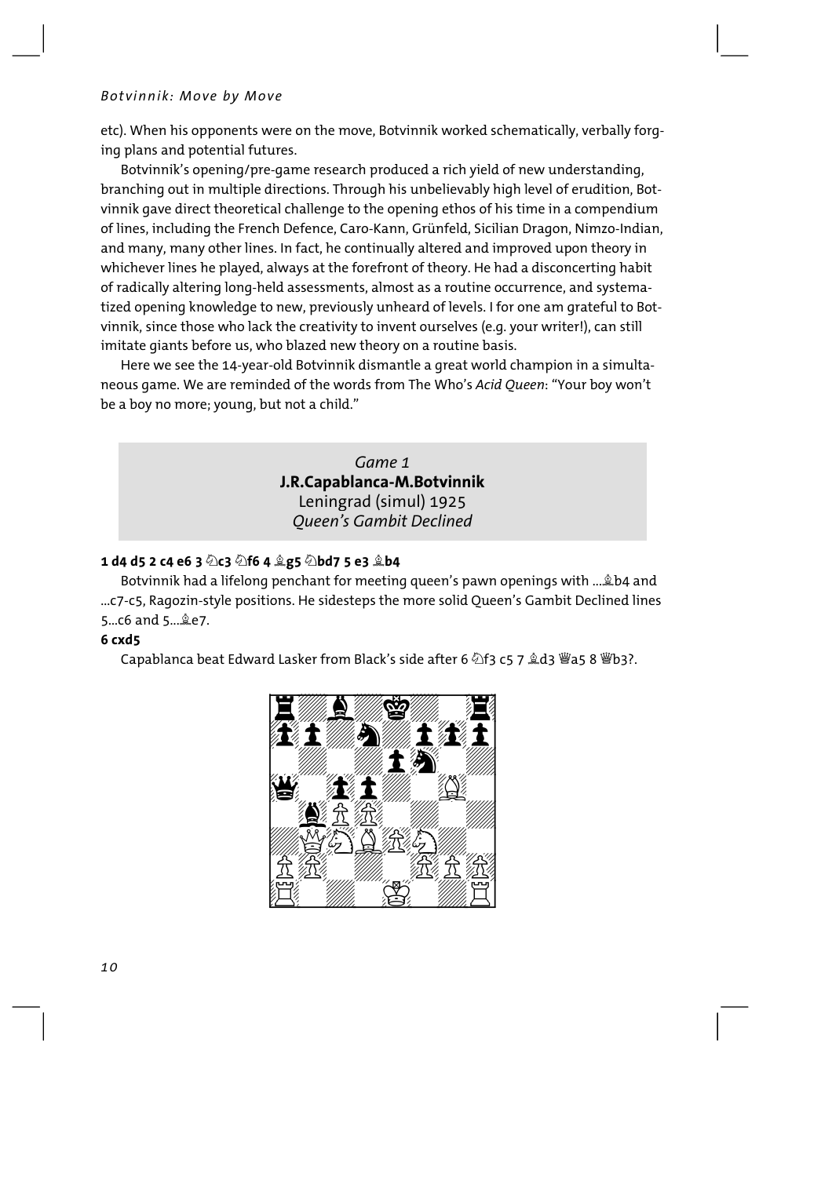etc). When his opponents were on the move, Botvinnik worked schematically, verbally forging plans and potential futures.

Botvinnik's opening/pre-game research produced a rich yield of new understanding, branching out in multiple directions. Through his unbelievably high level of erudition, Botvinnik gave direct theoretical challenge to the opening ethos of his time in a compendium of lines, including the French Defence, Caro-Kann, Grünfeld, Sicilian Dragon, Nimzo-Indian, and many, many other lines. In fact, he continually altered and improved upon theory in whichever lines he played, always at the forefront of theory. He had a disconcerting habit of radically altering long-held assessments, almost as a routine occurrence, and systematized opening knowledge to new, previously unheard of levels. I for one am grateful to Botvinnik, since those who lack the creativity to invent ourselves (e.g. your writer!), can still imitate giants before us, who blazed new theory on a routine basis.

Here we see the 14-year-old Botvinnik dismantle a great world champion in a simultaneous game. We are reminded of the words from The Who's *Acid Queen*: "Your boy won't be a boy no more; young, but not a child."

## *Game 1*
## **J.R.Capablanca-M.Botvinnik**
Leningrad (simul) 1925
*Queen's Gambit Declined*

**1 d4 d5 2 c4 e6 3 ♘c3 ♘f6 4 ♗g5 ♘bd7 5 e3 ♗b4**

Botvinnik had a lifelong penchant for meeting queen's pawn openings with ...♗b4 and ...c7-c5, Ragozin-style positions. He sidesteps the more solid Queen's Gambit Declined lines 5...c6 and 5...♗e7.

**6 cxd5**

Capablanca beat Edward Lasker from Black's side after 6 ♘f3 c5 7 ♗d3 ♕a5 8 ♕b3?.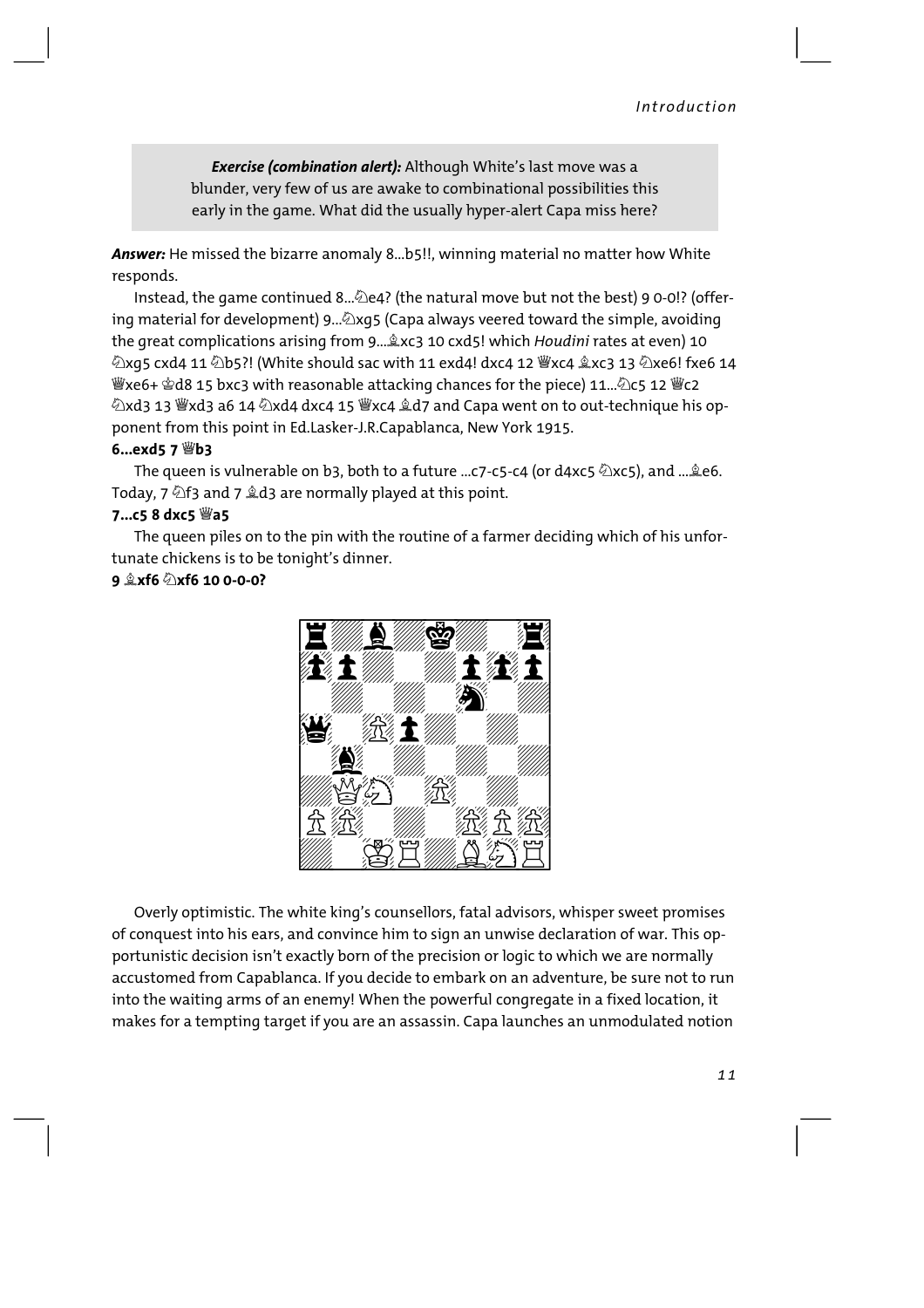> ***Exercise (combination alert):*** Although White's last move was a blunder, very few of us are awake to combinational possibilities this early in the game. What did the usually hyper-alert Capa miss here?

***Answer:*** He missed the bizarre anomaly 8...b5!!, winning material no matter how White responds.

Instead, the game continued 8...♘e4? (the natural move but not the best) 9 0-0!? (offering material for development) 9...♘xg5 (Capa always veered toward the simple, avoiding the great complications arising from 9...♗xc3 10 cxd5! which *Houdini* rates at even) 10 ♘xg5 cxd4 11 ♘b5?! (White should sac with 11 exd4! dxc4 12 ♕xc4 ♗xc3 13 ♘xe6! fxe6 14 ♕xe6+ ♔d8 15 bxc3 with reasonable attacking chances for the piece) 11...♘c5 12 ♕c2 ♘xd3 13 ♕xd3 a6 14 ♘xd4 dxc4 15 ♕xc4 ♗d7 and Capa went on to out-technique his opponent from this point in Ed.Lasker-J.R.Capablanca, New York 1915.

**6...exd5 7 ♕b3**

The queen is vulnerable on b3, both to a future ...c7-c5-c4 (or d4xc5 ♘xc5), and ...♗e6. Today, 7 ♘f3 and 7 ♗d3 are normally played at this point.

**7...c5 8 dxc5 ♕a5**

The queen piles on to the pin with the routine of a farmer deciding which of his unfortunate chickens is to be tonight's dinner.

**9 ♗xf6 ♘xf6 10 0-0-0?**

Overly optimistic. The white king's counsellors, fatal advisors, whisper sweet promises of conquest into his ears, and convince him to sign an unwise declaration of war. This opportunistic decision isn't exactly born of the precision or logic to which we are normally accustomed from Capablanca. If you decide to embark on an adventure, be sure not to run into the waiting arms of an enemy! When the powerful congregate in a fixed location, it makes for a tempting target if you are an assassin. Capa launches an unmodulated notion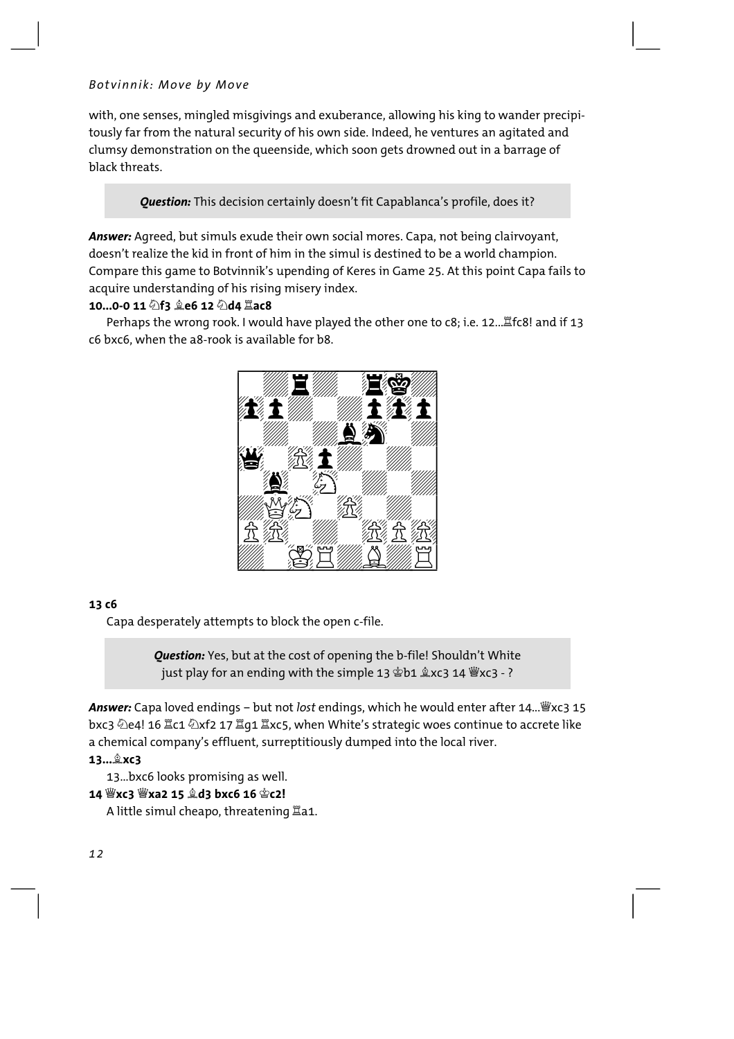with, one senses, mingled misgivings and exuberance, allowing his king to wander precipitously far from the natural security of his own side. Indeed, he ventures an agitated and clumsy demonstration on the queenside, which soon gets drowned out in a barrage of black threats.

> ***Question:*** This decision certainly doesn't fit Capablanca's profile, does it?

***Answer:*** Agreed, but simuls exude their own social mores. Capa, not being clairvoyant, doesn't realize the kid in front of him in the simul is destined to be a world champion. Compare this game to Botvinnik's upending of Keres in Game 25. At this point Capa fails to acquire understanding of his rising misery index.

**10...0-0 11 ♘f3 ♗e6 12 ♘d4 ♖ac8**

Perhaps the wrong rook. I would have played the other one to c8; i.e. 12...♖fc8! and if 13 c6 bxc6, when the a8-rook is available for b8.

**13 c6**

Capa desperately attempts to block the open c-file.

> ***Question:*** Yes, but at the cost of opening the b-file! Shouldn't White just play for an ending with the simple 13 ♔b1 ♗xc3 14 ♕xc3 - ?

***Answer:*** Capa loved endings – but not *lost* endings, which he would enter after 14...♕xc3 15 bxc3 ♘e4! 16 ♖c1 ♘xf2 17 ♖g1 ♖xc5, when White's strategic woes continue to accrete like a chemical company's effluent, surreptitiously dumped into the local river.

**13...♗xc3**

13...bxc6 looks promising as well.

**14 ♕xc3 ♕xa2 15 ♗d3 bxc6 16 ♔c2!**

A little simul cheapo, threatening ♖a1.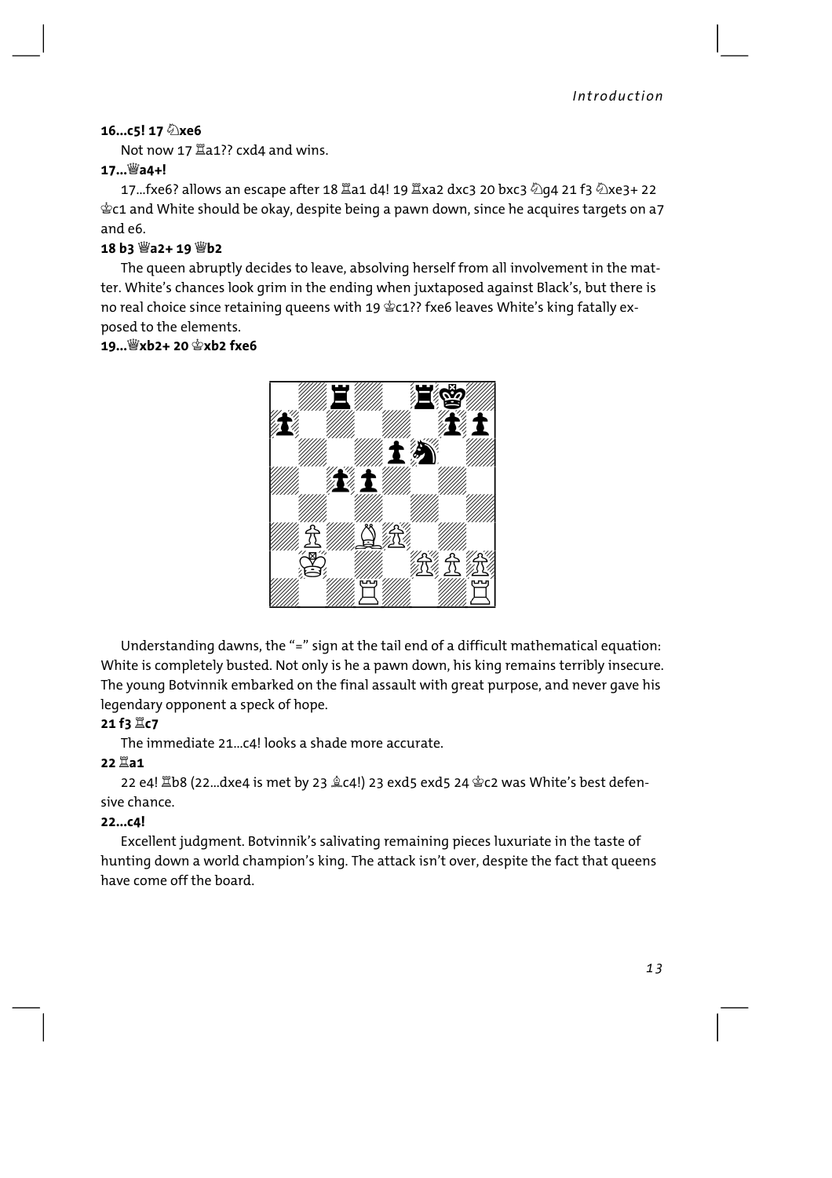**16...c5! 17 ♘xe6**

Not now 17 ♖a1?? cxd4 and wins.

**17...♕a4+!**

17...fxe6? allows an escape after 18 ♖a1 d4! 19 ♖xa2 dxc3 20 bxc3 ♘g4 21 f3 ♘xe3+ 22 ♔c1 and White should be okay, despite being a pawn down, since he acquires targets on a7 and e6.

**18 b3 ♕a2+ 19 ♕b2**

The queen abruptly decides to leave, absolving herself from all involvement in the matter. White's chances look grim in the ending when juxtaposed against Black's, but there is no real choice since retaining queens with 19 ♔c1?? fxe6 leaves White's king fatally exposed to the elements.

**19...♕xb2+ 20 ♔xb2 fxe6**

Understanding dawns, the "=" sign at the tail end of a difficult mathematical equation: White is completely busted. Not only is he a pawn down, his king remains terribly insecure. The young Botvinnik embarked on the final assault with great purpose, and never gave his legendary opponent a speck of hope.

**21 f3 ♖c7**

The immediate 21...c4! looks a shade more accurate.

**22 ♖a1**

22 e4! ♖b8 (22...dxe4 is met by 23 ♗c4!) 23 exd5 exd5 24 ♔c2 was White's best defensive chance.

**22...c4!**

Excellent judgment. Botvinnik's salivating remaining pieces luxuriate in the taste of hunting down a world champion's king. The attack isn't over, despite the fact that queens have come off the board.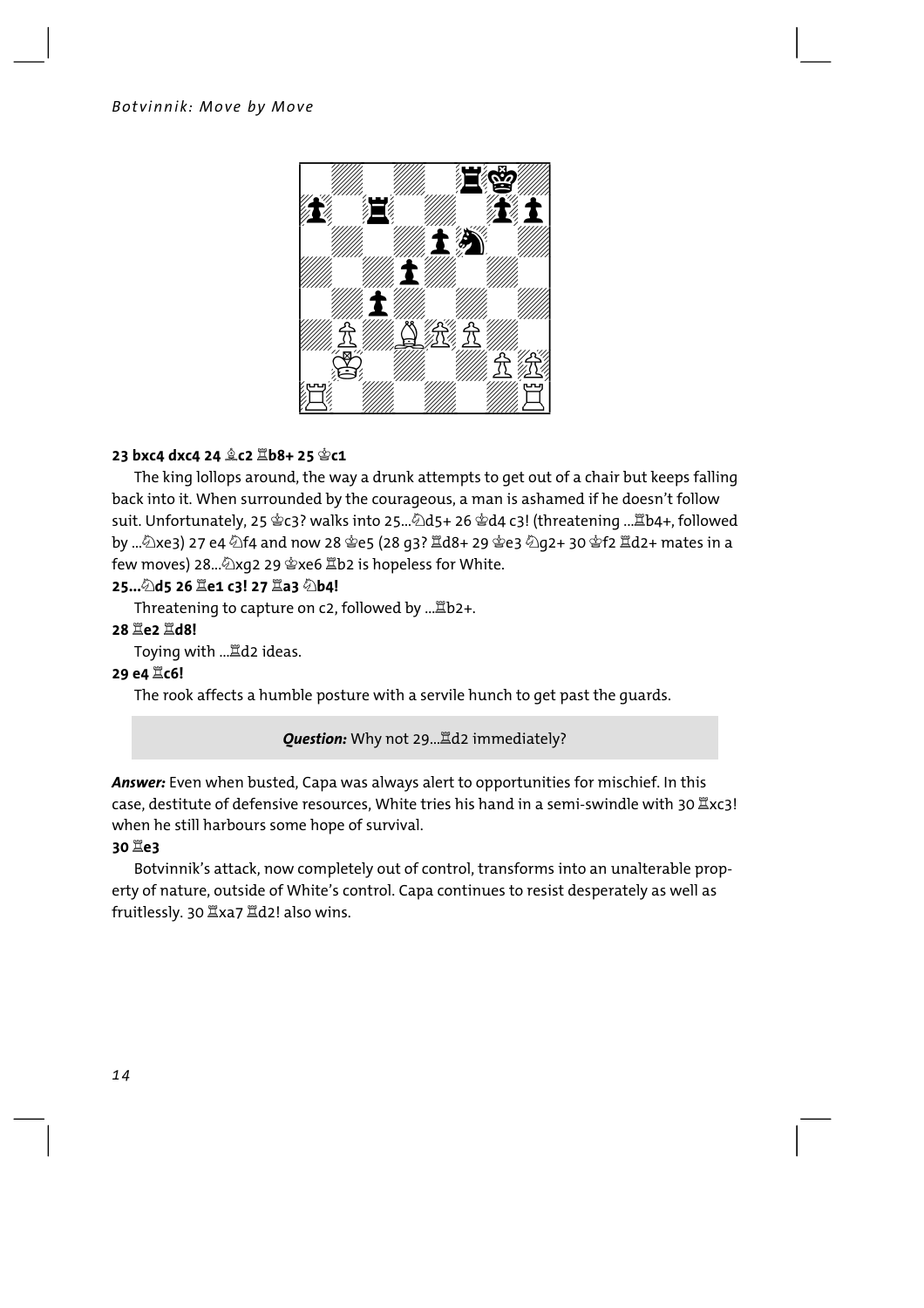**23 bxc4 dxc4 24 ♗c2 ♖b8+ 25 ♔c1**

The king lollops around, the way a drunk attempts to get out of a chair but keeps falling back into it. When surrounded by the courageous, a man is ashamed if he doesn't follow suit. Unfortunately, 25 ♔c3? walks into 25...♘d5+ 26 ♔d4 c3! (threatening ...♖b4+, followed by ...♘xe3) 27 e4 ♘f4 and now 28 ♔e5 (28 g3? ♖d8+ 29 ♔e3 ♘g2+ 30 ♔f2 ♖d2+ mates in a few moves) 28...♘xg2 29 ♔xe6 ♖b2 is hopeless for White.

**25...♘d5 26 ♖e1 c3! 27 ♖a3 ♘b4!**

Threatening to capture on c2, followed by ...♖b2+.

**28 ♖e2 ♖d8!**

Toying with ...♖d2 ideas.

**29 e4 ♖c6!**

The rook affects a humble posture with a servile hunch to get past the guards.

***Question:*** Why not 29...♖d2 immediately?

***Answer:*** Even when busted, Capa was always alert to opportunities for mischief. In this case, destitute of defensive resources, White tries his hand in a semi-swindle with 30 ♖xc3! when he still harbours some hope of survival.

**30 ♖e3**

Botvinnik's attack, now completely out of control, transforms into an unalterable property of nature, outside of White's control. Capa continues to resist desperately as well as fruitlessly. 30 ♖xa7 ♖d2! also wins.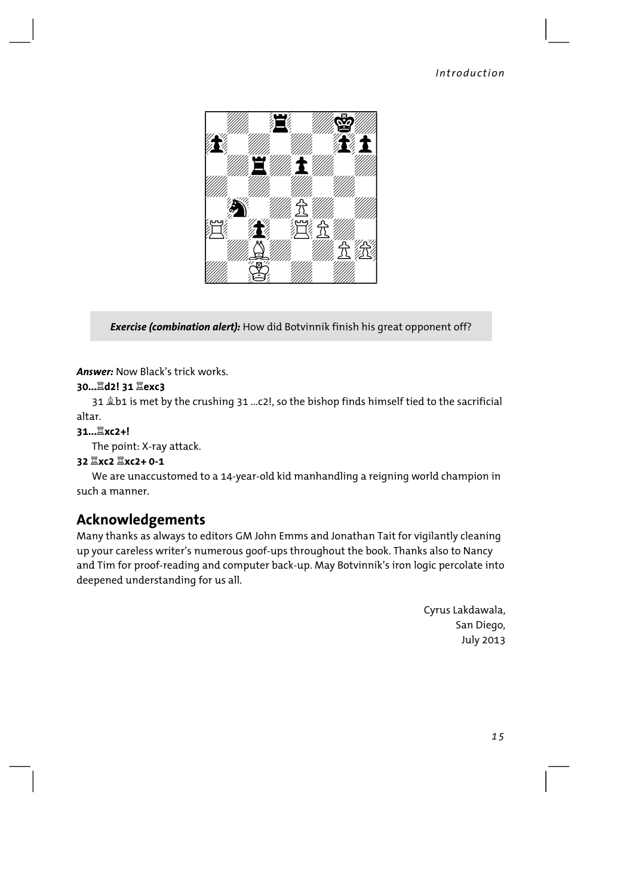**Exercise (combination alert):** How did Botvinnik finish his great opponent off?

***Answer:*** Now Black's trick works.

**30...♖d2! 31 ♖exc3**

31 ♗b1 is met by the crushing 31 ...c2!, so the bishop finds himself tied to the sacrificial altar.

**31...♖xc2+!**

The point: X-ray attack.

**32 ♖xc2 ♖xc2+ 0-1**

We are unaccustomed to a 14-year-old kid manhandling a reigning world champion in such a manner.

## Acknowledgements

Many thanks as always to editors GM John Emms and Jonathan Tait for vigilantly cleaning up your careless writer's numerous goof-ups throughout the book. Thanks also to Nancy and Tim for proof-reading and computer back-up. May Botvinnik's iron logic percolate into deepened understanding for us all.

Cyrus Lakdawala,
San Diego,
July 2013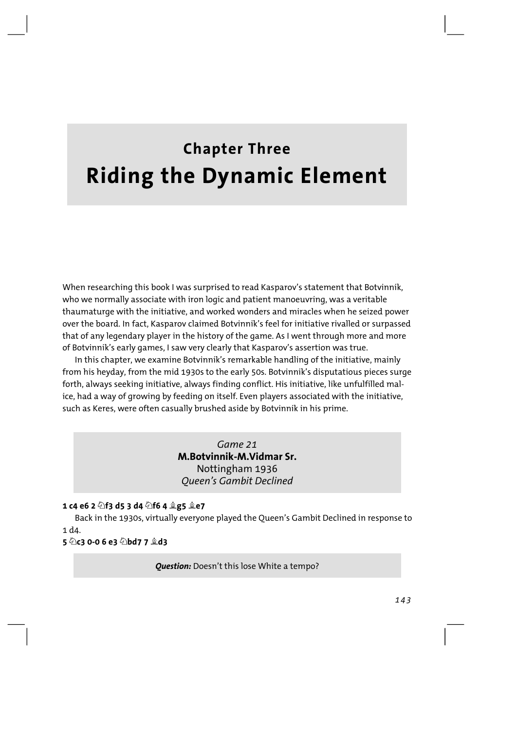# Chapter Three
# Riding the Dynamic Element

When researching this book I was surprised to read Kasparov's statement that Botvinnik, who we normally associate with iron logic and patient manoeuvring, was a veritable thaumaturge with the initiative, and worked wonders and miracles when he seized power over the board. In fact, Kasparov claimed Botvinnik's feel for initiative rivalled or surpassed that of any legendary player in the history of the game. As I went through more and more of Botvinnik's early games, I saw very clearly that Kasparov's assertion was true.

In this chapter, we examine Botvinnik's remarkable handling of the initiative, mainly from his heyday, from the mid 1930s to the early 50s. Botvinnik's disputatious pieces surge forth, always seeking initiative, always finding conflict. His initiative, like unfulfilled malice, had a way of growing by feeding on itself. Even players associated with the initiative, such as Keres, were often casually brushed aside by Botvinnik in his prime.

*Game 21*
**M.Botvinnik-M.Vidmar Sr.**
Nottingham 1936
*Queen's Gambit Declined*

**1 c4 e6 2 ♘f3 d5 3 d4 ♘f6 4 ♗g5 ♗e7**

Back in the 1930s, virtually everyone played the Queen's Gambit Declined in response to 1 d4.

**5 ♘c3 0-0 6 e3 ♘bd7 7 ♗d3**

***Question:*** Doesn't this lose White a tempo?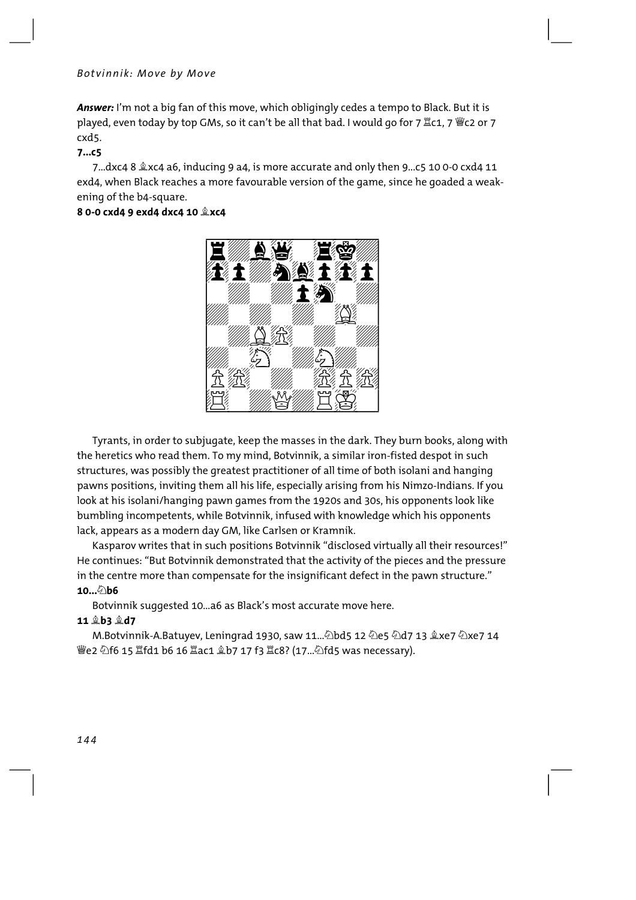***Answer:*** I'm not a big fan of this move, which obligingly cedes a tempo to Black. But it is played, even today by top GMs, so it can't be all that bad. I would go for 7 ♖c1, 7 ♕c2 or 7 cxd5.

**7...c5**

7...dxc4 8 ♗xc4 a6, inducing 9 a4, is more accurate and only then 9...c5 10 0-0 cxd4 11 exd4, when Black reaches a more favourable version of the game, since he goaded a weakening of the b4-square.

**8 0-0 cxd4 9 exd4 dxc4 10 ♗xc4**

Tyrants, in order to subjugate, keep the masses in the dark. They burn books, along with the heretics who read them. To my mind, Botvinnik, a similar iron-fisted despot in such structures, was possibly the greatest practitioner of all time of both isolani and hanging pawns positions, inviting them all his life, especially arising from his Nimzo-Indians. If you look at his isolani/hanging pawn games from the 1920s and 30s, his opponents look like bumbling incompetents, while Botvinnik, infused with knowledge which his opponents lack, appears as a modern day GM, like Carlsen or Kramnik.

Kasparov writes that in such positions Botvinnik "disclosed virtually all their resources!" He continues: "But Botvinnik demonstrated that the activity of the pieces and the pressure in the centre more than compensate for the insignificant defect in the pawn structure."

**10...♘b6**

Botvinnik suggested 10...a6 as Black's most accurate move here.

**11 ♗b3 ♗d7**

M.Botvinnik-A.Batuyev, Leningrad 1930, saw 11...♘bd5 12 ♘e5 ♘d7 13 ♗xe7 ♘xe7 14 ♕e2 ♘f6 15 ♖fd1 b6 16 ♖ac1 ♗b7 17 f3 ♖c8? (17...♘fd5 was necessary).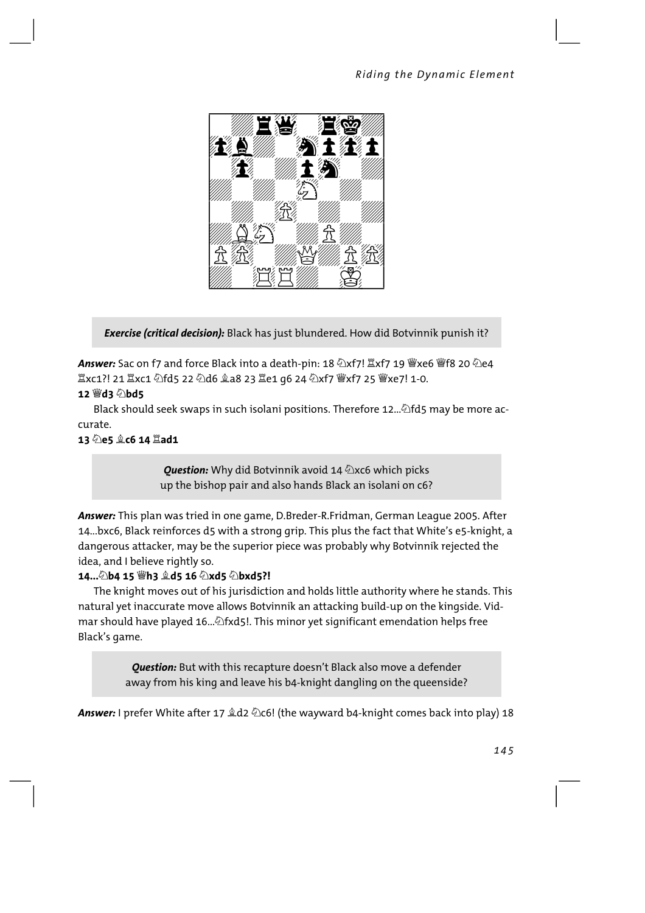*Exercise (critical decision):* Black has just blundered. How did Botvinnik punish it?

***Answer:*** Sac on f7 and force Black into a death-pin: 18 ♘xf7! ♖xf7 19 ♕xe6 ♕f8 20 ♘e4 ♖xc1?! 21 ♖xc1 ♘fd5 22 ♘d6 ♗a8 23 ♖e1 g6 24 ♘xf7 ♕xf7 25 ♕xe7! 1-0.

**12 ♕d3 ♘bd5**

Black should seek swaps in such isolani positions. Therefore 12...♘fd5 may be more accurate.

**13 ♘e5 ♗c6 14 ♖ad1**

*Question:* Why did Botvinnik avoid 14 ♘xc6 which picks up the bishop pair and also hands Black an isolani on c6?

***Answer:*** This plan was tried in one game, D.Breder-R.Fridman, German League 2005. After 14...bxc6, Black reinforces d5 with a strong grip. This plus the fact that White's e5-knight, a dangerous attacker, may be the superior piece was probably why Botvinnik rejected the idea, and I believe rightly so.

**14...♘b4 15 ♕h3 ♗d5 16 ♘xd5 ♘bxd5?!**

The knight moves out of his jurisdiction and holds little authority where he stands. This natural yet inaccurate move allows Botvinnik an attacking build-up on the kingside. Vidmar should have played 16...♘fxd5!. This minor yet significant emendation helps free Black's game.

*Question:* But with this recapture doesn't Black also move a defender away from his king and leave his b4-knight dangling on the queenside?

***Answer:*** I prefer White after 17 ♗d2 ♘c6! (the wayward b4-knight comes back into play) 18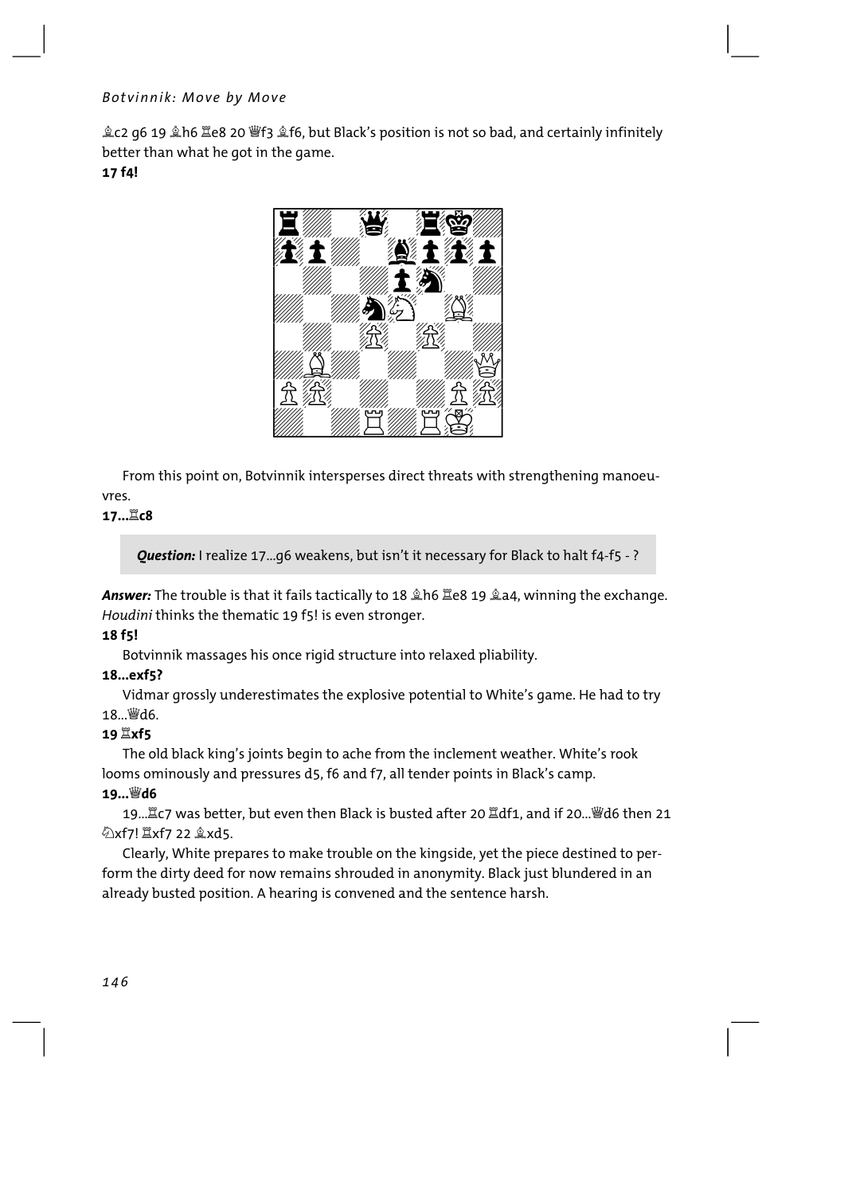♗c2 g6 19 ♗h6 ♖e8 20 ♕f3 ♗f6, but Black's position is not so bad, and certainly infinitely better than what he got in the game.

**17 f4!**

From this point on, Botvinnik intersperses direct threats with strengthening manoeuvres.

**17...♖c8**

***Question:*** I realize 17...g6 weakens, but isn't it necessary for Black to halt f4-f5 - ?

***Answer:*** The trouble is that it fails tactically to 18 ♗h6 ♖e8 19 ♗a4, winning the exchange. *Houdini* thinks the thematic 19 f5! is even stronger.

**18 f5!**

Botvinnik massages his once rigid structure into relaxed pliability.

**18...exf5?**

Vidmar grossly underestimates the explosive potential to White's game. He had to try 18...♕d6.

**19 ♖xf5**

The old black king's joints begin to ache from the inclement weather. White's rook looms ominously and pressures d5, f6 and f7, all tender points in Black's camp.

**19...♕d6**

19...♖c7 was better, but even then Black is busted after 20 ♖df1, and if 20...♕d6 then 21 ♘xf7! ♖xf7 22 ♗xd5.

Clearly, White prepares to make trouble on the kingside, yet the piece destined to perform the dirty deed for now remains shrouded in anonymity. Black just blundered in an already busted position. A hearing is convened and the sentence harsh.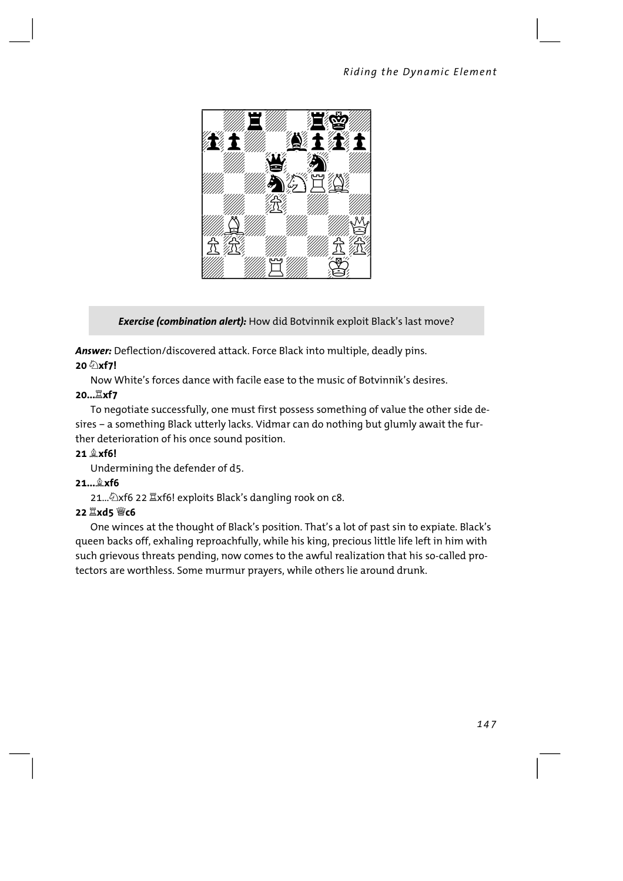**Exercise (combination alert):** How did Botvinnik exploit Black's last move?

***Answer:*** Deflection/discovered attack. Force Black into multiple, deadly pins.

**20 ♘xf7!**

Now White's forces dance with facile ease to the music of Botvinnik's desires.

**20...♖xf7**

To negotiate successfully, one must first possess something of value the other side desires – a something Black utterly lacks. Vidmar can do nothing but glumly await the further deterioration of his once sound position.

**21 ♗xf6!**

Undermining the defender of d5.

**21...♗xf6**

21...♘xf6 22 ♖xf6! exploits Black's dangling rook on c8.

**22 ♖xd5 ♕c6**

One winces at the thought of Black's position. That's a lot of past sin to expiate. Black's queen backs off, exhaling reproachfully, while his king, precious little life left in him with such grievous threats pending, now comes to the awful realization that his so-called protectors are worthless. Some murmur prayers, while others lie around drunk.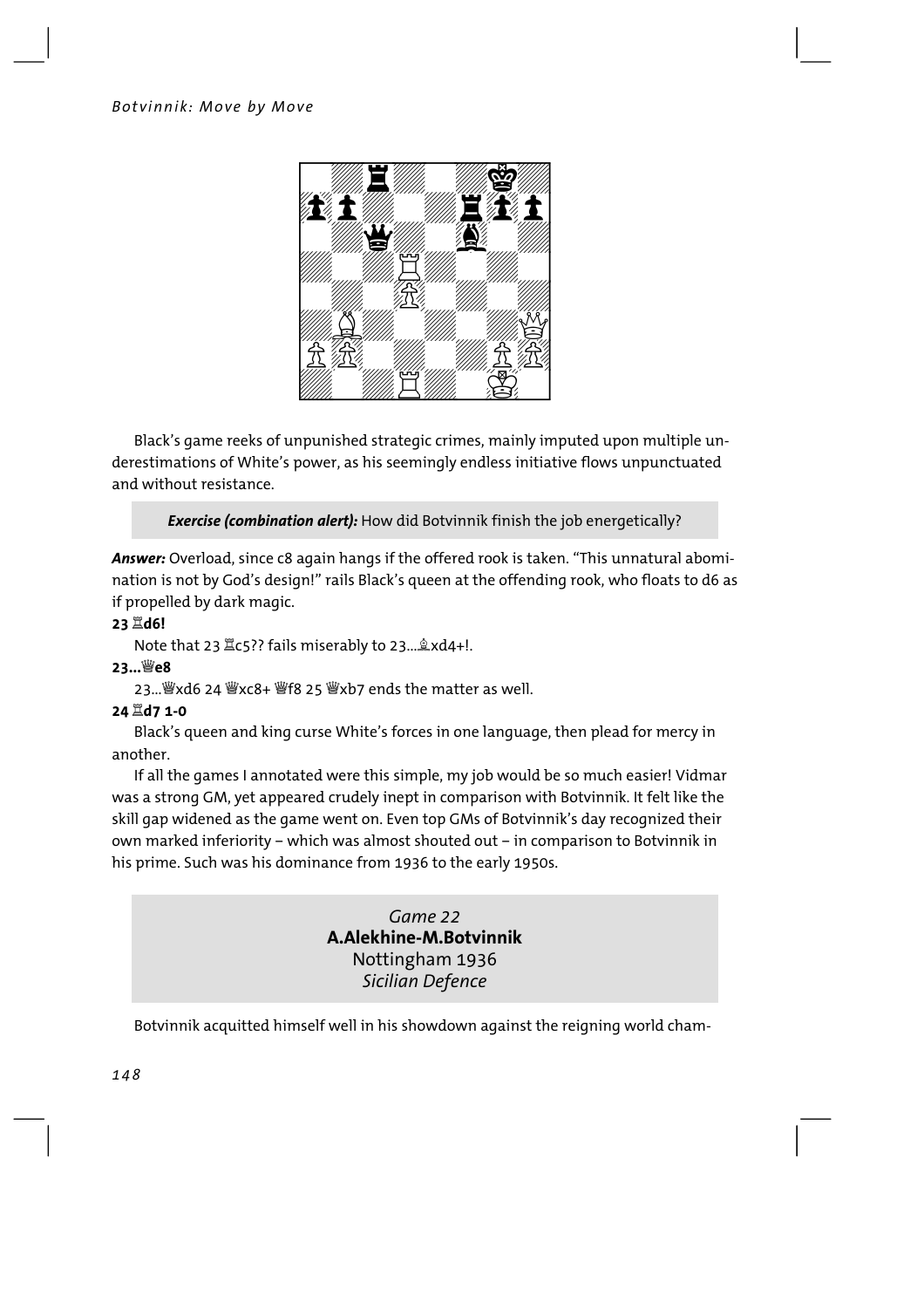Black's game reeks of unpunished strategic crimes, mainly imputed upon multiple underestimations of White's power, as his seemingly endless initiative flows unpunctuated and without resistance.

> ***Exercise (combination alert):*** How did Botvinnik finish the job energetically?

***Answer:*** Overload, since c8 again hangs if the offered rook is taken. "This unnatural abomination is not by God's design!" rails Black's queen at the offending rook, who floats to d6 as if propelled by dark magic.

**23 ♖d6!**

Note that 23 ♖c5?? fails miserably to 23...♗xd4+!.

**23...♕e8**

23...♕xd6 24 ♕xc8+ ♕f8 25 ♕xb7 ends the matter as well.

**24 ♖d7 1-0**

Black's queen and king curse White's forces in one language, then plead for mercy in another.

If all the games I annotated were this simple, my job would be so much easier! Vidmar was a strong GM, yet appeared crudely inept in comparison with Botvinnik. It felt like the skill gap widened as the game went on. Even top GMs of Botvinnik's day recognized their own marked inferiority – which was almost shouted out – in comparison to Botvinnik in his prime. Such was his dominance from 1936 to the early 1950s.

*Game 22*
**A.Alekhine-M.Botvinnik**
Nottingham 1936
*Sicilian Defence*

Botvinnik acquitted himself well in his showdown against the reigning world cham-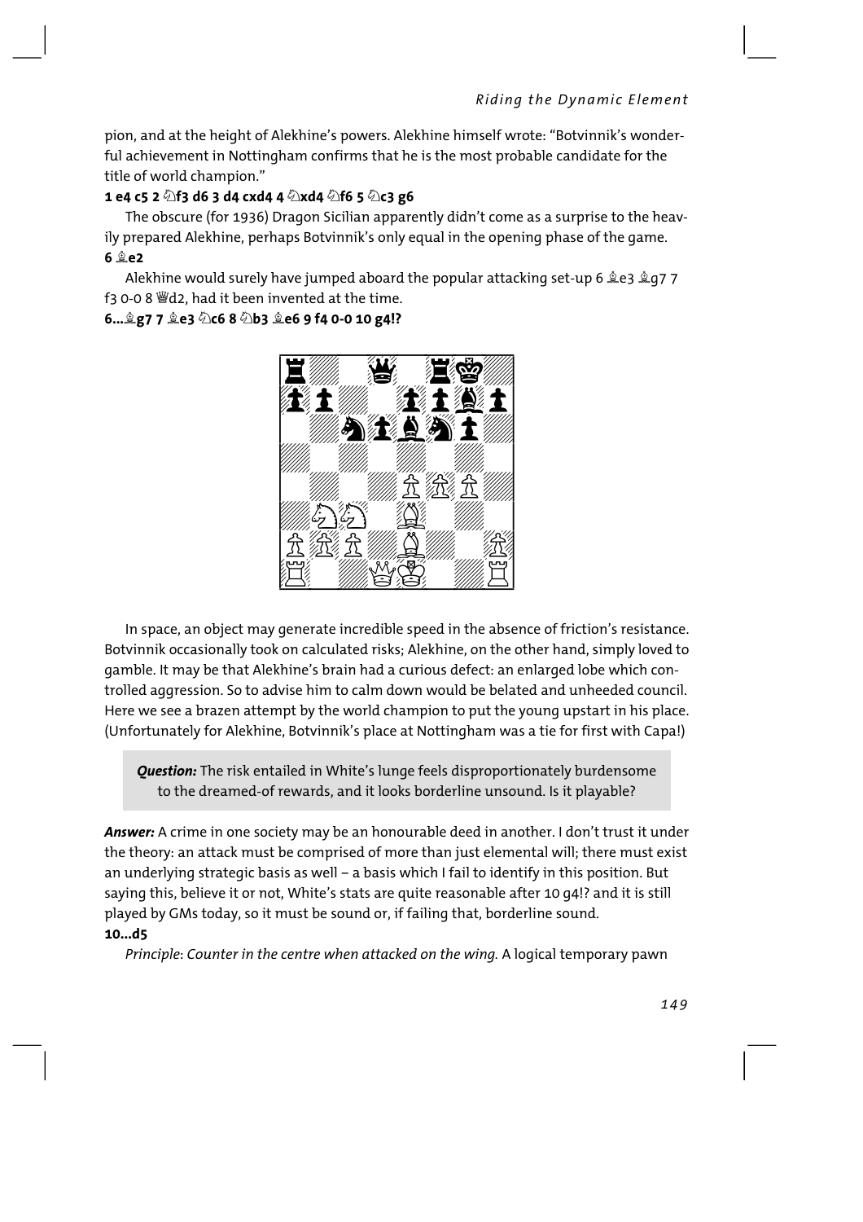pion, and at the height of Alekhine's powers. Alekhine himself wrote: "Botvinnik's wonderful achievement in Nottingham confirms that he is the most probable candidate for the title of world champion."

**1 e4 c5 2 ♘f3 d6 3 d4 cxd4 4 ♘xd4 ♘f6 5 ♘c3 g6**

The obscure (for 1936) Dragon Sicilian apparently didn't come as a surprise to the heavily prepared Alekhine, perhaps Botvinnik's only equal in the opening phase of the game.

**6 ♗e2**

Alekhine would surely have jumped aboard the popular attacking set-up 6 ♗e3 ♗g7 7 f3 0-0 8 ♕d2, had it been invented at the time.

**6...♗g7 7 ♗e3 ♘c6 8 ♘b3 ♗e6 9 f4 0-0 10 g4!?**

In space, an object may generate incredible speed in the absence of friction's resistance. Botvinnik occasionally took on calculated risks; Alekhine, on the other hand, simply loved to gamble. It may be that Alekhine's brain had a curious defect: an enlarged lobe which controlled aggression. So to advise him to calm down would be belated and unheeded council. Here we see a brazen attempt by the world champion to put the young upstart in his place. (Unfortunately for Alekhine, Botvinnik's place at Nottingham was a tie for first with Capa!)

> ***Question:*** The risk entailed in White's lunge feels disproportionately burdensome to the dreamed-of rewards, and it looks borderline unsound. Is it playable?

***Answer:*** A crime in one society may be an honourable deed in another. I don't trust it under the theory: an attack must be comprised of more than just elemental will; there must exist an underlying strategic basis as well – a basis which I fail to identify in this position. But saying this, believe it or not, White's stats are quite reasonable after 10 g4!? and it is still played by GMs today, so it must be sound or, if failing that, borderline sound.

**10...d5**

*Principle: Counter in the centre when attacked on the wing.* A logical temporary pawn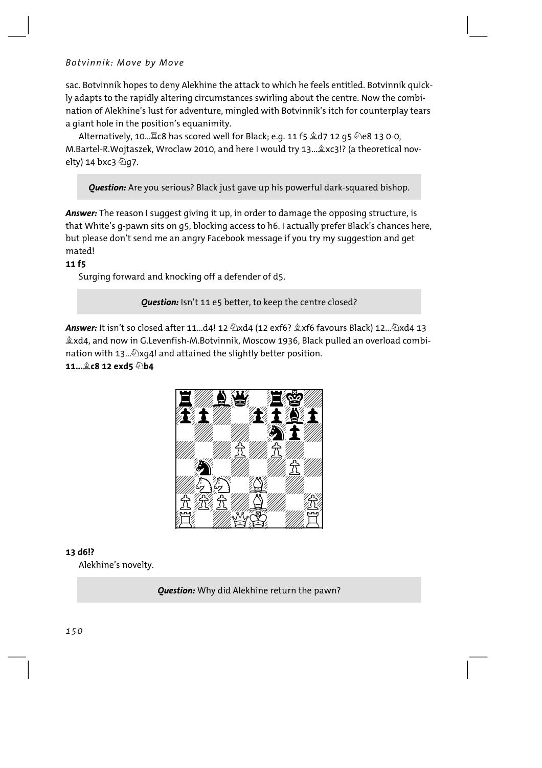sac. Botvinnik hopes to deny Alekhine the attack to which he feels entitled. Botvinnik quickly adapts to the rapidly altering circumstances swirling about the centre. Now the combination of Alekhine's lust for adventure, mingled with Botvinnik's itch for counterplay tears a giant hole in the position's equanimity.

Alternatively, 10...♖c8 has scored well for Black; e.g. 11 f5 ♗d7 12 g5 ♘e8 13 0-0, M.Bartel-R.Wojtaszek, Wroclaw 2010, and here I would try 13...♗xc3!? (a theoretical novelty) 14 bxc3 ♘g7.

> ***Question:*** Are you serious? Black just gave up his powerful dark-squared bishop.

***Answer:*** The reason I suggest giving it up, in order to damage the opposing structure, is that White's g-pawn sits on g5, blocking access to h6. I actually prefer Black's chances here, but please don't send me an angry Facebook message if you try my suggestion and get mated!

**11 f5**

Surging forward and knocking off a defender of d5.

> ***Question:*** Isn't 11 e5 better, to keep the centre closed?

***Answer:*** It isn't so closed after 11...d4! 12 ♘xd4 (12 exf6? ♗xf6 favours Black) 12...♘xd4 13 ♗xd4, and now in G.Levenfish-M.Botvinnik, Moscow 1936, Black pulled an overload combination with 13...♘xg4! and attained the slightly better position.

**11...♗c8 12 exd5 ♘b4**

**13 d6!?**

Alekhine's novelty.

> ***Question:*** Why did Alekhine return the pawn?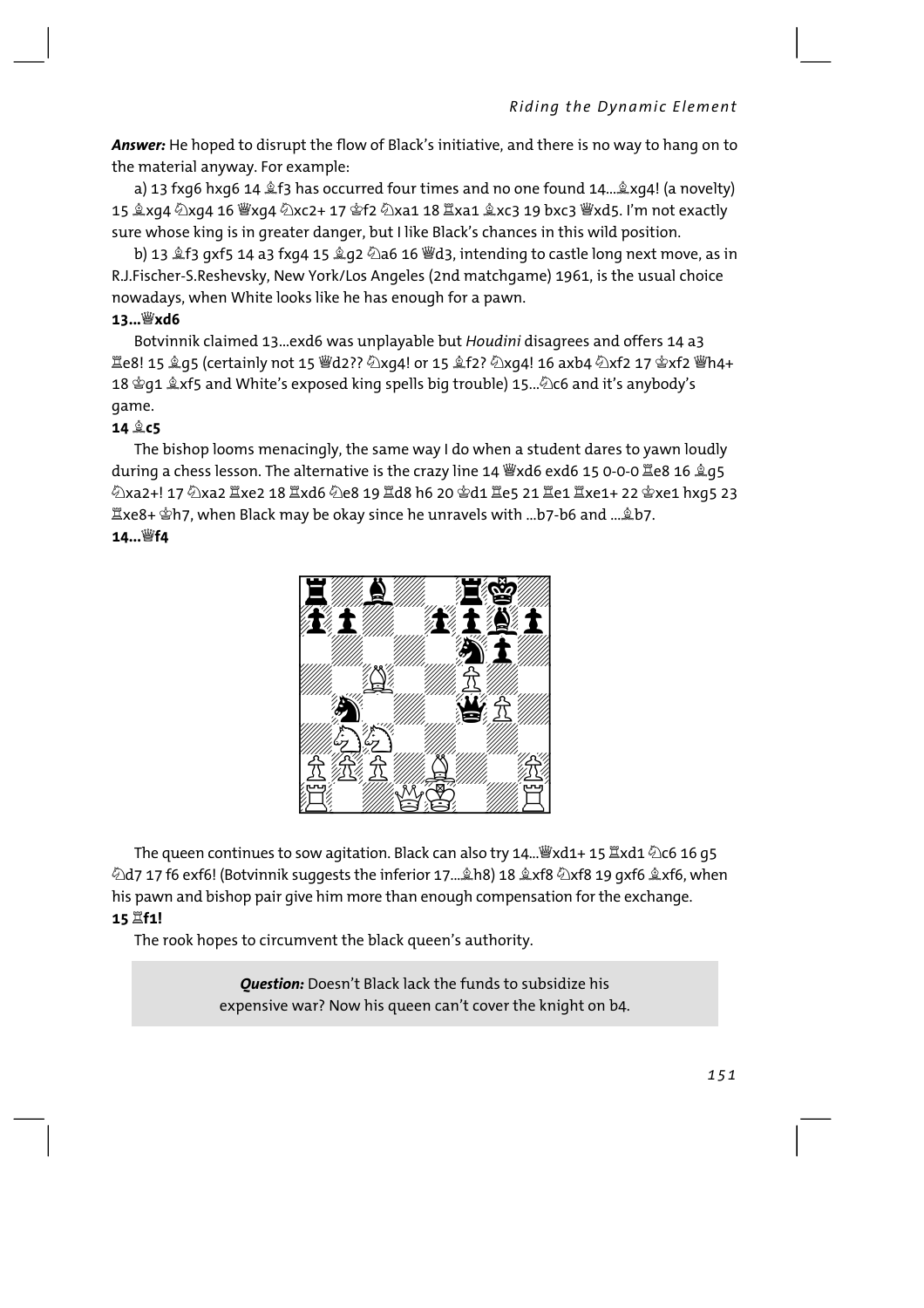***Answer:*** He hoped to disrupt the flow of Black's initiative, and there is no way to hang on to the material anyway. For example:

a) 13 fxg6 hxg6 14 ♗f3 has occurred four times and no one found 14...♗xg4! (a novelty) 15 ♗xg4 ♘xg4 16 ♕xg4 ♘xc2+ 17 ♔f2 ♘xa1 18 ♖xa1 ♗xc3 19 bxc3 ♕xd5. I'm not exactly sure whose king is in greater danger, but I like Black's chances in this wild position.

b) 13 ♗f3 gxf5 14 a3 fxg4 15 ♗g2 ♘a6 16 ♕d3, intending to castle long next move, as in R.J.Fischer-S.Reshevsky, New York/Los Angeles (2nd matchgame) 1961, is the usual choice nowadays, when White looks like he has enough for a pawn.

**13...♕xd6**

Botvinnik claimed 13...exd6 was unplayable but *Houdini* disagrees and offers 14 a3 ♖e8! 15 ♗g5 (certainly not 15 ♕d2?? ♘xg4! or 15 ♗f2? ♘xg4! 16 axb4 ♘xf2 17 ♔xf2 ♕h4+ 18 ♔g1 ♗xf5 and White's exposed king spells big trouble) 15...♘c6 and it's anybody's game.

**14 ♗c5**

The bishop looms menacingly, the same way I do when a student dares to yawn loudly during a chess lesson. The alternative is the crazy line 14 ♕xd6 exd6 15 0-0-0 ♖e8 16 ♗g5 ♘xa2+! 17 ♘xa2 ♖xe2 18 ♖xd6 ♘e8 19 ♖d8 h6 20 ♔d1 ♖e5 21 ♖e1 ♖xe1+ 22 ♔xe1 hxg5 23 ♖xe8+ ♔h7, when Black may be okay since he unravels with ...b7-b6 and ...♗b7.

**14...♕f4**

The queen continues to sow agitation. Black can also try 14...♕xd1+ 15 ♖xd1 ♘c6 16 g5 ♘d7 17 f6 exf6! (Botvinnik suggests the inferior 17...♗h8) 18 ♗xf8 ♘xf8 19 gxf6 ♗xf6, when his pawn and bishop pair give him more than enough compensation for the exchange.

**15 ♖f1!**

The rook hopes to circumvent the black queen's authority.

> ***Question:*** Doesn't Black lack the funds to subsidize his expensive war? Now his queen can't cover the knight on b4.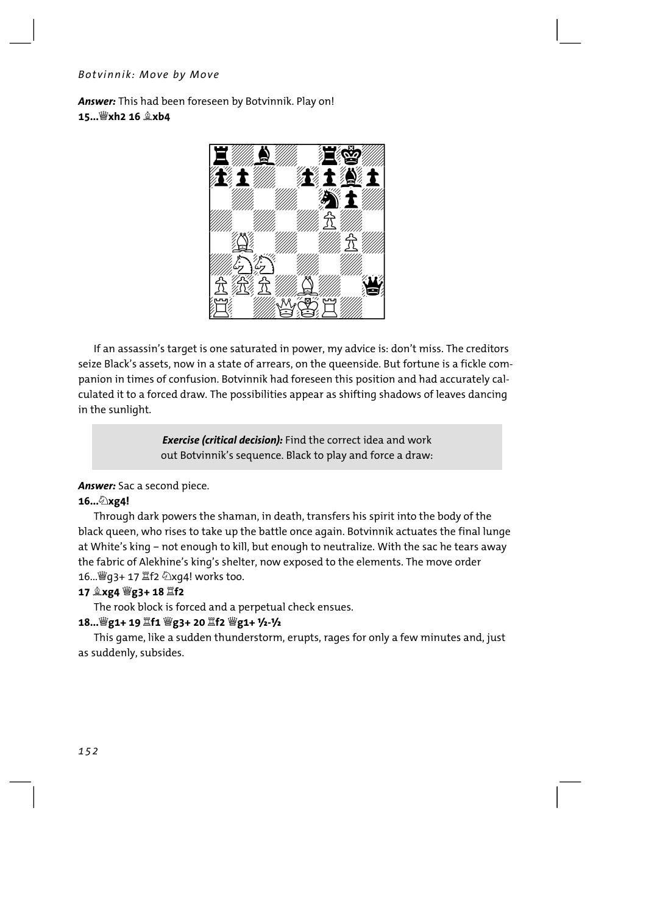***Answer:*** This had been foreseen by Botvinnik. Play on!

**15...♕xh2 16 ♗xb4**

If an assassin's target is one saturated in power, my advice is: don't miss. The creditors seize Black's assets, now in a state of arrears, on the queenside. But fortune is a fickle companion in times of confusion. Botvinnik had foreseen this position and had accurately calculated it to a forced draw. The possibilities appear as shifting shadows of leaves dancing in the sunlight.

> ***Exercise (critical decision):*** Find the correct idea and work out Botvinnik's sequence. Black to play and force a draw:

***Answer:*** Sac a second piece.

**16...♘xg4!**

Through dark powers the shaman, in death, transfers his spirit into the body of the black queen, who rises to take up the battle once again. Botvinnik actuates the final lunge at White's king – not enough to kill, but enough to neutralize. With the sac he tears away the fabric of Alekhine's king's shelter, now exposed to the elements. The move order 16...♕g3+ 17 ♖f2 ♘xg4! works too.

**17 ♗xg4 ♕g3+ 18 ♖f2**

The rook block is forced and a perpetual check ensues.

**18...♕g1+ 19 ♖f1 ♕g3+ 20 ♖f2 ♕g1+ ½-½**

This game, like a sudden thunderstorm, erupts, rages for only a few minutes and, just as suddenly, subsides.